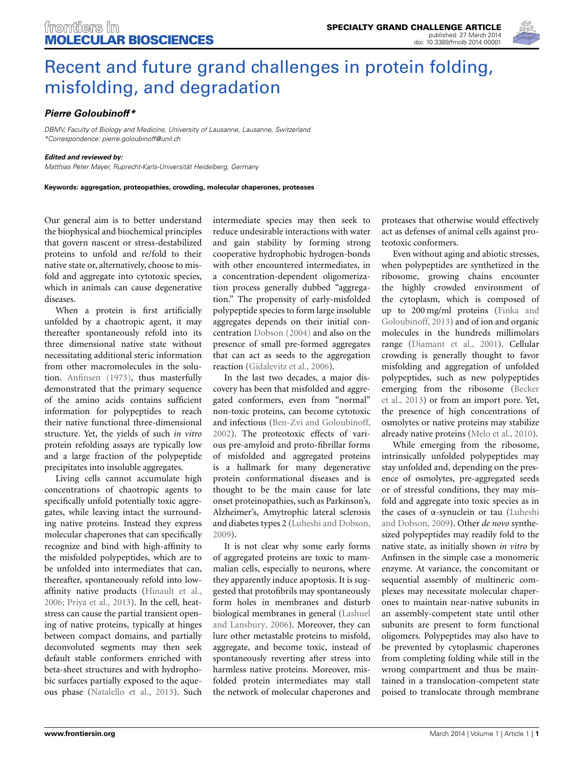# Recent and future grand challenges in protein folding, misfolding, and degradation

***Pierre Goloubinoff****

*DBMV, Faculty of Biology and Medicine, University of Lausanne, Lausanne, Switzerland*
*\*Correspondence: pierre.goloubinoff@unil.ch*

***Edited and reviewed by:***
*Matthias Peter Mayer, Ruprecht-Karls-Universität Heidelberg, Germany*

**Keywords: aggregation, proteopathies, crowding, molecular chaperones, proteases**

Our general aim is to better understand the biophysical and biochemical principles that govern nascent or stress-destabilized proteins to unfold and re/fold to their native state or, alternatively, choose to misfold and aggregate into cytotoxic species, which in animals can cause degenerative diseases.

When a protein is first artificially unfolded by a chaotropic agent, it may thereafter spontaneously refold into its three dimensional native state without necessitating additional steric information from other macromolecules in the solution. Anfinsen (1973), thus masterfully demonstrated that the primary sequence of the amino acids contains sufficient information for polypeptides to reach their native functional three-dimensional structure. Yet, the yields of such *in vitro* protein refolding assays are typically low and a large fraction of the polypeptide precipitates into insoluble aggregates.

Living cells cannot accumulate high concentrations of chaotropic agents to specifically unfold potentially toxic aggregates, while leaving intact the surrounding native proteins. Instead they express molecular chaperones that can specifically recognize and bind with high-affinity to the misfolded polypeptides, which are to be unfolded into intermediates that can, thereafter, spontaneously refold into low-affinity native products (Hinault et al., 2006; Priya et al., 2013). In the cell, heat-stress can cause the partial transient opening of native proteins, typically at hinges between compact domains, and partially deconvoluted segments may then seek default stable conformers enriched with beta-sheet structures and with hydrophobic surfaces partially exposed to the aqueous phase (Natalello et al., 2013). Such intermediate species may then seek to reduce undesirable interactions with water and gain stability by forming strong cooperative hydrophobic hydrogen-bonds with other encountered intermediates, in a concentration-dependent oligomerization process generally dubbed "aggregation." The propensity of early-misfolded polypeptide species to form large insoluble aggregates depends on their initial concentration Dobson (2004) and also on the presence of small pre-formed aggregates that can act as seeds to the aggregation reaction (Gidalevitz et al., 2006).

In the last two decades, a major discovery has been that misfolded and aggregated conformers, even from "normal" non-toxic proteins, can become cytotoxic and infectious (Ben-Zvi and Goloubinoff, 2002). The proteotoxic effects of various pre-amyloid and proto-fibrillar forms of misfolded and aggregated proteins is a hallmark for many degenerative protein conformational diseases and is thought to be the main cause for late onset proteinopathies, such as Parkinson's, Alzheimer's, Amytrophic lateral sclerosis and diabetes types 2 (Luheshi and Dobson, 2009).

It is not clear why some early forms of aggregated proteins are toxic to mammalian cells, especially to neurons, where they apparently induce apoptosis. It is suggested that protofibrils may spontaneously form holes in membranes and disturb biological membranes in general (Lashuel and Lansbury, 2006). Moreover, they can lure other metastable proteins to misfold, aggregate, and become toxic, instead of spontaneously reverting after stress into harmless native proteins. Moreover, misfolded protein intermediates may stall the network of molecular chaperones and proteases that otherwise would effectively act as defenses of animal cells against proteotoxic conformers.

Even without aging and abiotic stresses, when polypeptides are synthetized in the ribosome, growing chains encounter the highly crowded environment of the cytoplasm, which is composed of up to 200 mg/ml proteins (Finka and Goloubinoff, 2013) and of ion and organic molecules in the hundreds millimolars range (Diamant et al., 2001). Cellular crowding is generally thought to favor misfolding and aggregation of unfolded polypeptides, such as new polypeptides emerging from the ribosome (Becker et al., 2013) or from an import pore. Yet, the presence of high concentrations of osmolytes or native proteins may stabilize already native proteins (Melo et al., 2010).

While emerging from the ribosome, intrinsically unfolded polypeptides may stay unfolded and, depending on the presence of osmolytes, pre-aggregated seeds or of stressful conditions, they may misfold and aggregate into toxic species as in the cases of α-synuclein or tau (Luheshi and Dobson, 2009). Other *de novo* synthesized polypeptides may readily fold to the native state, as initially shown *in vitro* by Anfinsen in the simple case a monomeric enzyme. At variance, the concomitant or sequential assembly of multineric complexes may necessitate molecular chaperones to maintain near-native subunits in an assembly-competent state until other subunits are present to form functional oligomers. Polypeptides may also have to be prevented by cytoplasmic chaperones from completing folding while still in the wrong compartment and thus be maintained in a translocation-competent state poised to translocate through membrane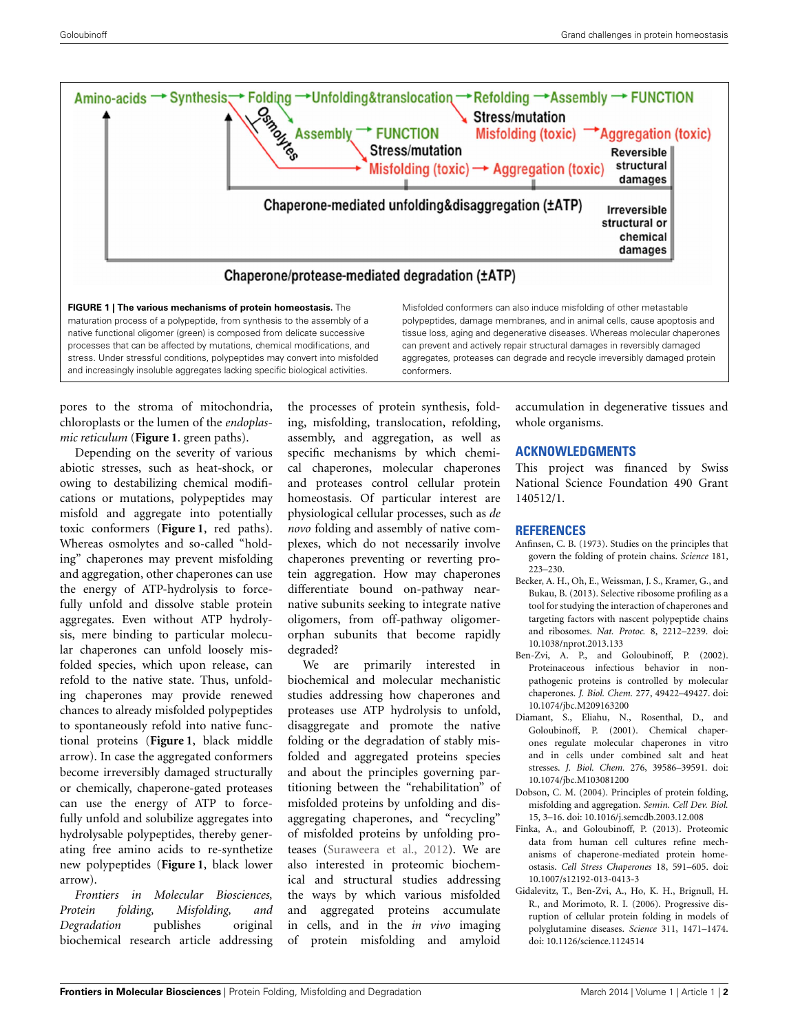**FIGURE 1 | The various mechanisms of protein homeostasis.** The maturation process of a polypeptide, from synthesis to the assembly of a native functional oligomer (green) is composed from delicate successive processes that can be affected by mutations, chemical modifications, and stress. Under stressful conditions, polypeptides may convert into misfolded and increasingly insoluble aggregates lacking specific biological activities. Misfolded conformers can also induce misfolding of other metastable polypeptides, damage membranes, and in animal cells, cause apoptosis and tissue loss, aging and degenerative diseases. Whereas molecular chaperones can prevent and actively repair structural damages in reversibly damaged aggregates, proteases can degrade and recycle irreversibly damaged protein conformers.

pores to the stroma of mitochondria, chloroplasts or the lumen of the *endoplasmic reticulum* (**Figure 1**. green paths).

Depending on the severity of various abiotic stresses, such as heat-shock, or owing to destabilizing chemical modifications or mutations, polypeptides may misfold and aggregate into potentially toxic conformers (**Figure 1**, red paths). Whereas osmolytes and so-called "holding" chaperones may prevent misfolding and aggregation, other chaperones can use the energy of ATP-hydrolysis to forcefully unfold and dissolve stable protein aggregates. Even without ATP hydrolysis, mere binding to particular molecular chaperones can unfold loosely misfolded species, which upon release, can refold to the native state. Thus, unfolding chaperones may provide renewed chances to already misfolded polypeptides to spontaneously refold into native functional proteins (**Figure 1**, black middle arrow). In case the aggregated conformers become irreversibly damaged structurally or chemically, chaperone-gated proteases can use the energy of ATP to forcefully unfold and solubilize aggregates into hydrolysable polypeptides, thereby generating free amino acids to re-synthetize new polypeptides (**Figure 1**, black lower arrow).

*Frontiers in Molecular Biosciences, Protein folding, Misfolding, and Degradation* publishes original biochemical research article addressing the processes of protein synthesis, folding, misfolding, translocation, refolding, assembly, and aggregation, as well as specific mechanisms by which chemical chaperones, molecular chaperones and proteases control cellular protein homeostasis. Of particular interest are physiological cellular processes, such as *de novo* folding and assembly of native complexes, which do not necessarily involve chaperones preventing or reverting protein aggregation. How may chaperones differentiate bound on-pathway near-native subunits seeking to integrate native oligomers, from off-pathway oligomer-orphan subunits that become rapidly degraded?

We are primarily interested in biochemical and molecular mechanistic studies addressing how chaperones and proteases use ATP hydrolysis to unfold, disaggregate and promote the native folding or the degradation of stably misfolded and aggregated proteins species and about the principles governing partitioning between the "rehabilitation" of misfolded proteins by unfolding and disaggregating chaperones, and "recycling" of misfolded proteins by unfolding proteases (Suraweera et al., 2012). We are also interested in proteomic biochemical and structural studies addressing the ways by which various misfolded and aggregated proteins accumulate in cells, and in the *in vivo* imaging of protein misfolding and amyloid accumulation in degenerative tissues and whole organisms.

## ACKNOWLEDGMENTS

This project was financed by Swiss National Science Foundation 490 Grant 140512/1.

## REFERENCES

Anfinsen, C. B. (1973). Studies on the principles that govern the folding of protein chains. *Science* 181, 223–230.

Becker, A. H., Oh, E., Weissman, J. S., Kramer, G., and Bukau, B. (2013). Selective ribosome profiling as a tool for studying the interaction of chaperones and targeting factors with nascent polypeptide chains and ribosomes. *Nat. Protoc.* 8, 2212–2239. doi: 10.1038/nprot.2013.133

Ben-Zvi, A. P., and Goloubinoff, P. (2002). Proteinaceous infectious behavior in non-pathogenic proteins is controlled by molecular chaperones. *J. Biol. Chem.* 277, 49422–49427. doi: 10.1074/jbc.M209163200

Diamant, S., Eliahu, N., Rosenthal, D., and Goloubinoff, P. (2001). Chemical chaperones regulate molecular chaperones in vitro and in cells under combined salt and heat stresses. *J. Biol. Chem.* 276, 39586–39591. doi: 10.1074/jbc.M103081200

Dobson, C. M. (2004). Principles of protein folding, misfolding and aggregation. *Semin. Cell Dev. Biol.* 15, 3–16. doi: 10.1016/j.semcdb.2003.12.008

Finka, A., and Goloubinoff, P. (2013). Proteomic data from human cell cultures refine mechanisms of chaperone-mediated protein homeostasis. *Cell Stress Chaperones* 18, 591–605. doi: 10.1007/s12192-013-0413-3

Gidalevitz, T., Ben-Zvi, A., Ho, K. H., Brignull, H. R., and Morimoto, R. I. (2006). Progressive disruption of cellular protein folding in models of polyglutamine diseases. *Science* 311, 1471–1474. doi: 10.1126/science.1124514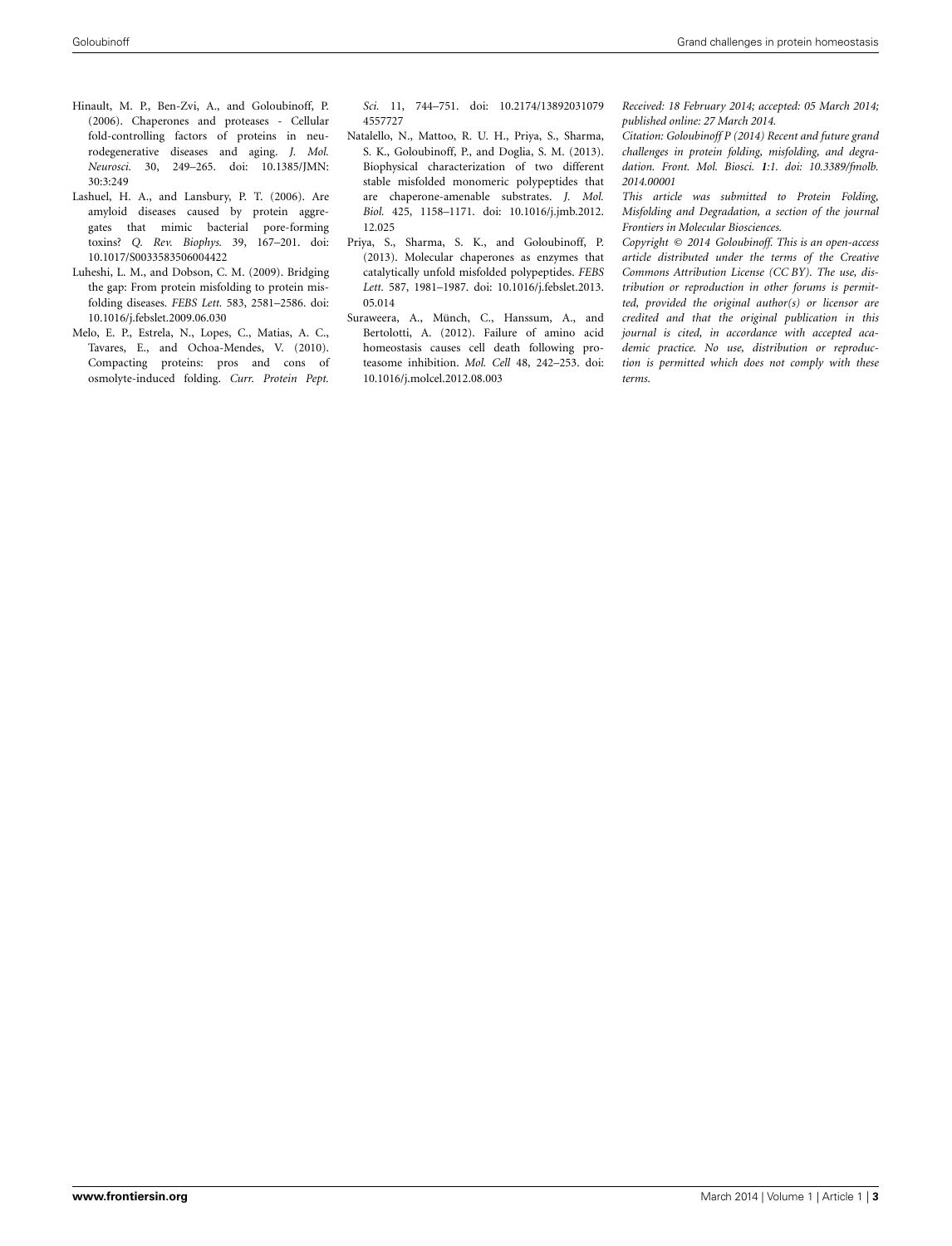Hinault, M. P., Ben-Zvi, A., and Goloubinoff, P. (2006). Chaperones and proteases - Cellular fold-controlling factors of proteins in neurodegenerative diseases and aging. *J. Mol. Neurosci.* 30, 249–265. doi: 10.1385/JMN:30:3:249

Lashuel, H. A., and Lansbury, P. T. (2006). Are amyloid diseases caused by protein aggregates that mimic bacterial pore-forming toxins? *Q. Rev. Biophys.* 39, 167–201. doi: 10.1017/S0033583506004422

Luheshi, L. M., and Dobson, C. M. (2009). Bridging the gap: From protein misfolding to protein misfolding diseases. *FEBS Lett.* 583, 2581–2586. doi: 10.1016/j.febslet.2009.06.030

Melo, E. P., Estrela, N., Lopes, C., Matias, A. C., Tavares, E., and Ochoa-Mendes, V. (2010). Compacting proteins: pros and cons of osmolyte-induced folding. *Curr. Protein Pept. Sci.* 11, 744–751. doi: 10.2174/138920310794557727

Natalello, N., Mattoo, R. U. H., Priya, S., Sharma, S. K., Goloubinoff, P., and Doglia, S. M. (2013). Biophysical characterization of two different stable misfolded monomeric polypeptides that are chaperone-amenable substrates. *J. Mol. Biol.* 425, 1158–1171. doi: 10.1016/j.jmb.2012.12.025

Priya, S., Sharma, S. K., and Goloubinoff, P. (2013). Molecular chaperones as enzymes that catalytically unfold misfolded polypeptides. *FEBS Lett.* 587, 1981–1987. doi: 10.1016/j.febslet.2013.05.014

Suraweera, A., Münch, C., Hanssum, A., and Bertolotti, A. (2012). Failure of amino acid homeostasis causes cell death following proteasome inhibition. *Mol. Cell* 48, 242–253. doi: 10.1016/j.molcel.2012.08.003

*Received: 18 February 2014; accepted: 05 March 2014; published online: 27 March 2014.*

*Citation: Goloubinoff P (2014) Recent and future grand challenges in protein folding, misfolding, and degradation. Front. Mol. Biosci.* ***1****:1. doi: 10.3389/fmolb.2014.00001*

*This article was submitted to Protein Folding, Misfolding and Degradation, a section of the journal Frontiers in Molecular Biosciences.*

*Copyright © 2014 Goloubinoff. This is an open-access article distributed under the terms of the Creative Commons Attribution License (CC BY). The use, distribution or reproduction in other forums is permitted, provided the original author(s) or licensor are credited and that the original publication in this journal is cited, in accordance with accepted academic practice. No use, distribution or reproduction is permitted which does not comply with these terms.*